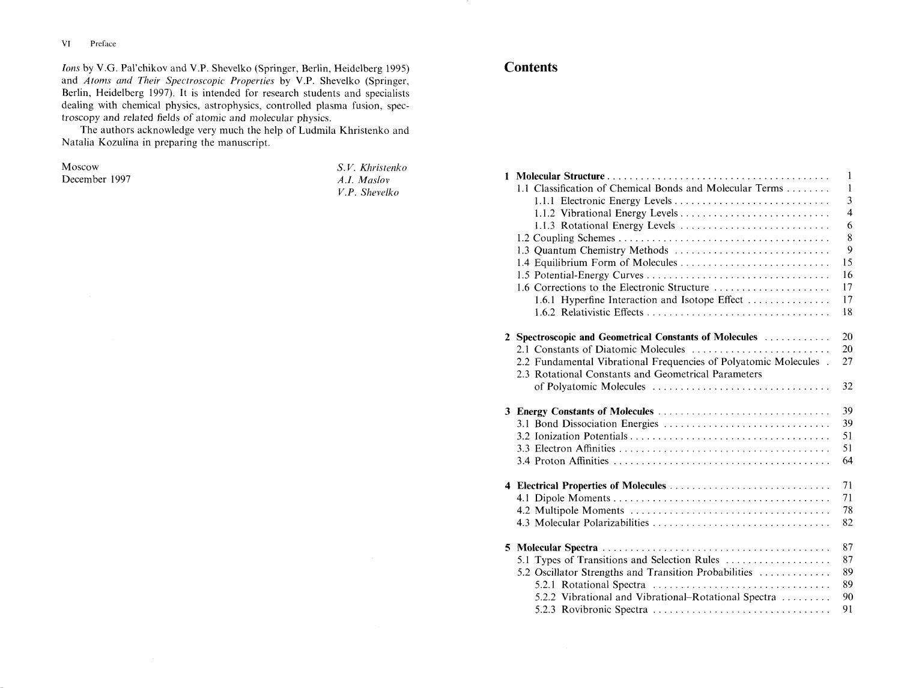*Ions* by V.G. Pal'chikov and V.P. Shevelko (Springer, Berlin, Heidelberg 1995) and *Atoms and Their Spectroscopic Properties* by V.P. Shevelko (Springer, Berlin, Heidelberg 1997). It is intended for research students and specialists dealing with chemical physics, astrophysics, controlled plasma fusion, spectroscopy and related fields of atomic and molecular physics.

The authors acknowledge very much the help of Ludmila Khristenko and Natalia Kozulina in preparing the manuscript.

Moscow
December 1997

*S.V. Khristenko*
*A.I. Maslov*
*V.P. Shevelko*

# Contents

**1 Molecular Structure** . . . . . . . . . . 1
- 1.1 Classification of Chemical Bonds and Molecular Terms . . . . . . . . 1
  - 1.1.1 Electronic Energy Levels . . . . . . . . 3
  - 1.1.2 Vibrational Energy Levels . . . . . . . . 4
  - 1.1.3 Rotational Energy Levels . . . . . . . . 6
- 1.2 Coupling Schemes . . . . . . . . 8
- 1.3 Quantum Chemistry Methods . . . . . . . . 9
- 1.4 Equilibrium Form of Molecules . . . . . . . . 15
- 1.5 Potential-Energy Curves . . . . . . . . 16
- 1.6 Corrections to the Electronic Structure . . . . . . . . 17
  - 1.6.1 Hyperfine Interaction and Isotope Effect . . . . . . . . 17
  - 1.6.2 Relativistic Effects . . . . . . . . 18

**2 Spectroscopic and Geometrical Constants of Molecules** . . . . . . . . 20
- 2.1 Constants of Diatomic Molecules . . . . . . . . 20
- 2.2 Fundamental Vibrational Frequencies of Polyatomic Molecules . 27
- 2.3 Rotational Constants and Geometrical Parameters of Polyatomic Molecules . . . . . . . . 32

**3 Energy Constants of Molecules** . . . . . . . . 39
- 3.1 Bond Dissociation Energies . . . . . . . . 39
- 3.2 Ionization Potentials . . . . . . . . 51
- 3.3 Electron Affinities . . . . . . . . 51
- 3.4 Proton Affinities . . . . . . . . 64

**4 Electrical Properties of Molecules** . . . . . . . . 71
- 4.1 Dipole Moments . . . . . . . . 71
- 4.2 Multipole Moments . . . . . . . . 78
- 4.3 Molecular Polarizabilities . . . . . . . . 82

**5 Molecular Spectra** . . . . . . . . 87
- 5.1 Types of Transitions and Selection Rules . . . . . . . . 87
- 5.2 Oscillator Strengths and Transition Probabilities . . . . . . . . 89
  - 5.2.1 Rotational Spectra . . . . . . . . 89
  - 5.2.2 Vibrational and Vibrational–Rotational Spectra . . . . . . . . 90
  - 5.2.3 Rovibronic Spectra . . . . . . . . 91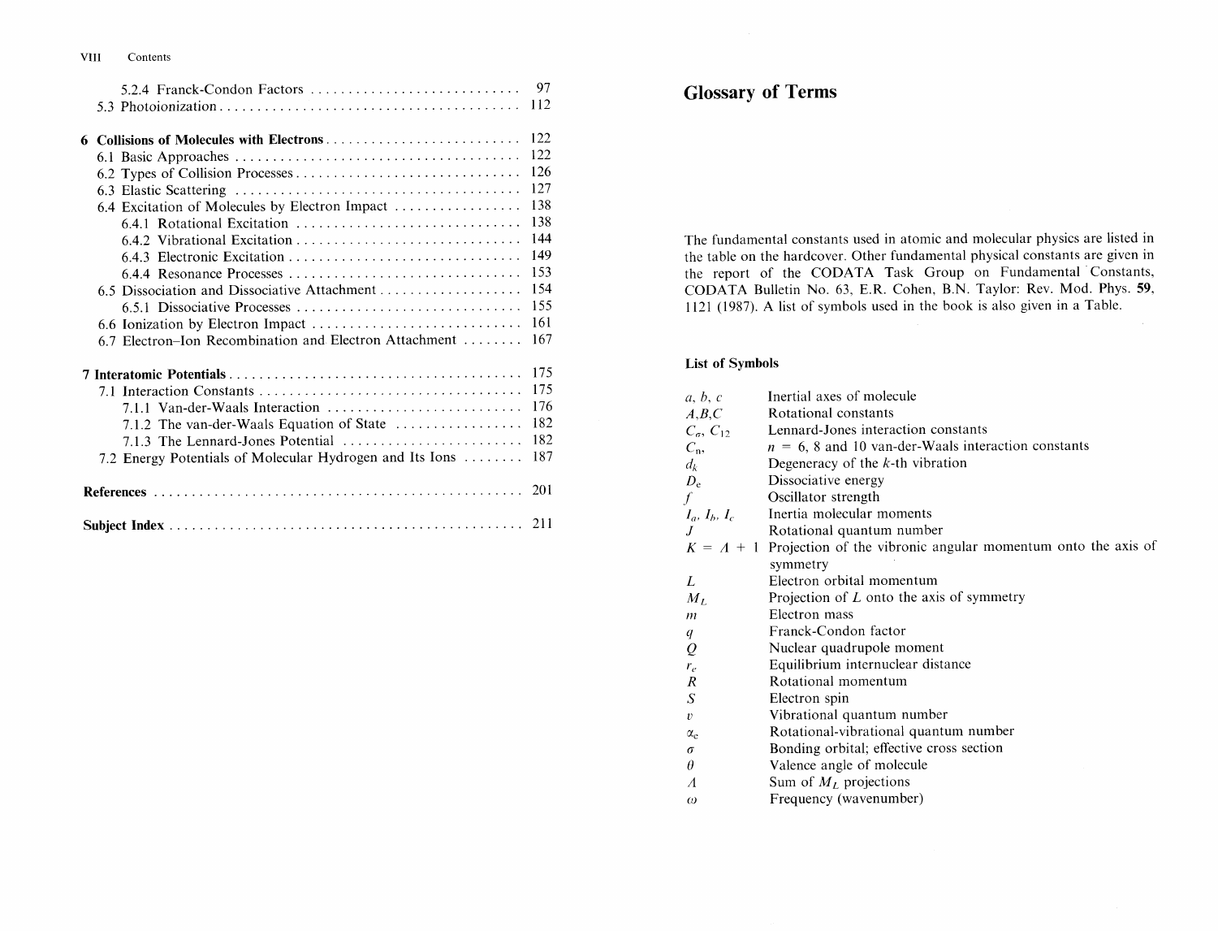5.2.4 Franck-Condon Factors ............................ 97
5.3 Photoionization ........................................ 112

**6 Collisions of Molecules with Electrons** .......................... 122
6.1 Basic Approaches ...................................... 122
6.2 Types of Collision Processes .............................. 126
6.3 Elastic Scattering ...................................... 127
6.4 Excitation of Molecules by Electron Impact ................. 138
6.4.1 Rotational Excitation .............................. 138
6.4.2 Vibrational Excitation .............................. 144
6.4.3 Electronic Excitation ............................... 149
6.4.4 Resonance Processes ............................... 153
6.5 Dissociation and Dissociative Attachment ................... 154
6.5.1 Dissociative Processes .............................. 155
6.6 Ionization by Electron Impact ............................ 161
6.7 Electron–Ion Recombination and Electron Attachment ........ 167

**7 Interatomic Potentials** ....................................... 175
7.1 Interaction Constants ................................... 175
7.1.1 Van-der-Waals Interaction .......................... 176
7.1.2 The van-der-Waals Equation of State ................. 182
7.1.3 The Lennard-Jones Potential ........................ 182
7.2 Energy Potentials of Molecular Hydrogen and Its Ions ........ 187

**References** ................................................. 201

**Subject Index** ............................................... 211

# Glossary of Terms

The fundamental constants used in atomic and molecular physics are listed in the table on the hardcover. Other fundamental physical constants are given in the report of the CODATA Task Group on Fundamental Constants, CODATA Bulletin No. 63, E.R. Cohen, B.N. Taylor: Rev. Mod. Phys. **59**, 1121 (1987). A list of symbols used in the book is also given in a Table.

### List of Symbols

| | |
|---|---|
| $a$, $b$, $c$ | Inertial axes of molecule |
| $A$,$B$,$C$ | Rotational constants |
| $C_\sigma$, $C_{12}$ | Lennard-Jones interaction constants |
| $C_n$, | $n$ = 6, 8 and 10 van-der-Waals interaction constants |
| $d_k$ | Degeneracy of the $k$-th vibration |
| $D_e$ | Dissociative energy |
| $f$ | Oscillator strength |
| $I_a$, $I_b$, $I_c$ | Inertia molecular moments |
| $J$ | Rotational quantum number |
| $K = \Lambda + 1$ | Projection of the vibronic angular momentum onto the axis of symmetry |
| $L$ | Electron orbital momentum |
| $M_L$ | Projection of $L$ onto the axis of symmetry |
| $m$ | Electron mass |
| $q$ | Franck-Condon factor |
| $Q$ | Nuclear quadrupole moment |
| $r_e$ | Equilibrium internuclear distance |
| $R$ | Rotational momentum |
| $S$ | Electron spin |
| $v$ | Vibrational quantum number |
| $\alpha_e$ | Rotational-vibrational quantum number |
| $\sigma$ | Bonding orbital; effective cross section |
| $\theta$ | Valence angle of molecule |
| $\Lambda$ | Sum of $M_L$ projections |
| $\omega$ | Frequency (wavenumber) |